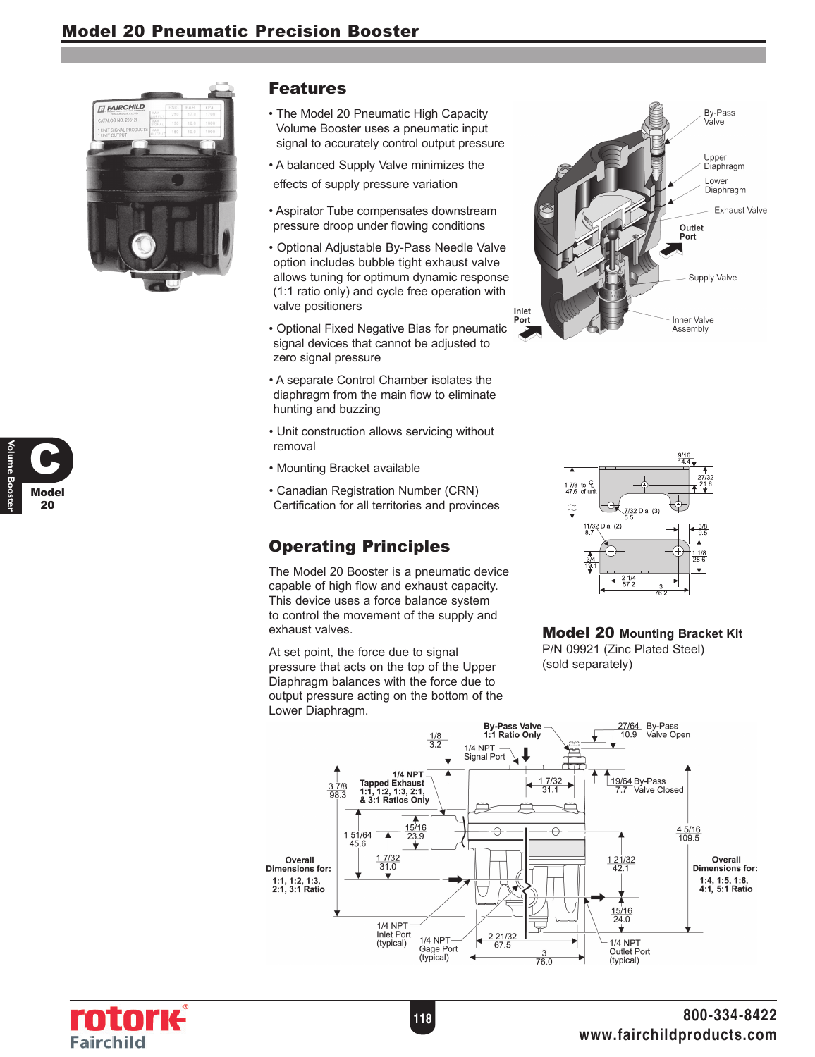# Model 20 Pneumatic Precision Booster

## Features

- The Model 20 Pneumatic High Capacity Volume Booster uses a pneumatic input signal to accurately control output pressure
- A balanced Supply Valve minimizes the effects of supply pressure variation
- Aspirator Tube compensates downstream pressure droop under flowing conditions
- Optional Adjustable By-Pass Needle Valve option includes bubble tight exhaust valve allows tuning for optimum dynamic response (1:1 ratio only) and cycle free operation with valve positioners
- Optional Fixed Negative Bias for pneumatic signal devices that cannot be adjusted to zero signal pressure
- A separate Control Chamber isolates the diaphragm from the main flow to eliminate hunting and buzzing
- Unit construction allows servicing without removal
- Mounting Bracket available
- Canadian Registration Number (CRN) Certification for all territories and provinces

By-Pass Valve
Upper Diaphragm
Lower Diaphragm
Exhaust Valve
Outlet Port
Supply Valve
Inlet Port
Inner Valve Assembly

## Operating Principles

The Model 20 Booster is a pneumatic device capable of high flow and exhaust capacity. This device uses a force balance system to control the movement of the supply and exhaust valves.

At set point, the force due to signal pressure that acts on the top of the Upper Diaphragm balances with the force due to output pressure acting on the bottom of the Lower Diaphragm.

9/16 14.4
27/32 21.6
1 7/8 to ℄ of unit 47.6
7/32 Dia. (3) 5.5
11/32 Dia. (2) 8.7
3/8 9.5
1 1/8 28.6
3/4 19.1
2 1/4 57.2
3 76.2

**Model 20 Mounting Bracket Kit**
P/N 09921 (Zinc Plated Steel)
(sold separately)

By-Pass Valve 1:1 Ratio Only
27/64 10.9 By-Pass Valve Open
1/8 3.2
1/4 NPT Signal Port
1/4 NPT Tapped Exhaust 1:1, 1:2, 1:3, 2:1, & 3:1 Ratios Only
3 7/8 98.3
1 7/32 31.1
19/64 7.7 By-Pass Valve Closed
15/16 23.9
1 51/64 45.6
4 5/16 109.5
1 7/32 31.0
1 21/32 42.1
Overall Dimensions for: 1:1, 1:2, 1:3, 2:1, 3:1 Ratio
Overall Dimensions for: 1:4, 1:5, 1:6, 4:1, 5:1 Ratio
15/16 24.0
1/4 NPT Inlet Port (typical)
1/4 NPT Gage Port (typical)
2 21/32 67.5
3 76.0
1/4 NPT Outlet Port (typical)

C
Model 20
Volume Booster

rotork Fairchild

800-334-8422
www.fairchildproducts.com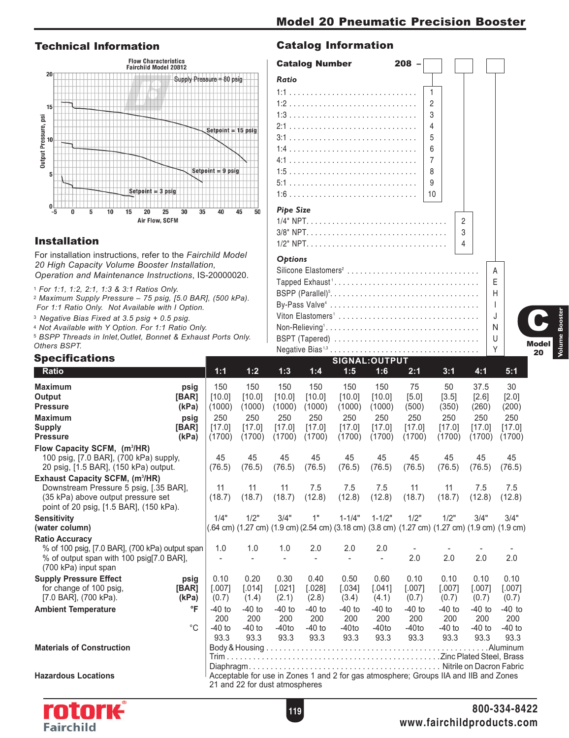# Model 20 Pneumatic Precision Booster

## Technical Information

Flow Characteristics
Fairchild Model 20812

Supply Pressure = 80 psig
Setpoint = 15 psig
Setpoint = 9 psig
Setpoint = 3 psig

Output Pressure, psi
0 5 10 15 20
Air Flow, SCFM
-5 0 5 10 15 20 25 30 35 40 45 50

## Installation

For installation instructions, refer to the *Fairchild Model 20 High Capacity Volume Booster Installation, Operation and Maintenance Instructions*, IS-20000020.

1 *For 1:1, 1:2, 2:1, 1:3 & 3:1 Ratios Only.*
2 *Maximum Supply Pressure – 75 psig, [5.0 BAR], (500 kPa). For 1:1 Ratio Only. Not Available with I Option.*
3 *Negative Bias Fixed at 3.5 psig + 0.5 psig.*
4 *Not Available with Y Option. For 1:1 Ratio Only.*
5 *BSPP Threads in Inlet,Outlet, Bonnet & Exhaust Ports Only. Others BSPT.*

## Catalog Information

**Catalog Number** 208 – ☐ ☐ ☐

***Ratio***

| Ratio | Code |
|---|---|
| 1:1 | 1 |
| 1:2 | 2 |
| 1:3 | 3 |
| 2:1 | 4 |
| 3:1 | 5 |
| 1:4 | 6 |
| 4:1 | 7 |
| 1:5 | 8 |
| 5:1 | 9 |
| 1:6 | 10 |

***Pipe Size***

| Pipe Size | Code |
|---|---|
| 1/4" NPT | 2 |
| 3/8" NPT | 3 |
| 1/2" NPT | 4 |

***Options***

| Option | Code |
|---|---|
| Silicone Elastomers[2] | A |
| Tapped Exhaust[1] | E |
| BSPP (Parallel)[5] | H |
| By-Pass Valve[4] | I |
| Viton Elastomers[1] | J |
| Non-Relieving[1] | N |
| BSPT (Tapered) | U |
| Negative Bias[1,3] | Y |

## Specifications

| Ratio | | SIGNAL:OUTPUT 1:1 | 1:2 | 1:3 | 1:4 | 1:5 | 1:6 | 2:1 | 3:1 | 4:1 | 5:1 |
|---|---|---|---|---|---|---|---|---|---|---|---|
| **Maximum Output Pressure** | psig [BAR] (kPa) | 150 [10.0] (1000) | 150 [10.0] (1000) | 150 [10.0] (1000) | 150 [10.0] (1000) | 150 [10.0] (1000) | 150 [10.0] (1000) | 75 [5.0] (500) | 50 [3.5] (350) | 37.5 [2.6] (260) | 30 [2.0] (200) |
| **Maximum Supply Pressure** | psig [BAR] (kPa) | 250 [17.0] (1700) | 250 [17.0] (1700) | 250 [17.0] (1700) | 250 [17.0] (1700) | 250 [17.0] (1700) | 250 [17.0] (1700) | 250 [17.0] (1700) | 250 [17.0] (1700) | 250 [17.0] (1700) | 250 [17.0] (1700) |
| **Flow Capacity SCFM, (m³/HR)** 100 psig, [7.0 BAR], (700 kPa) supply, 20 psig, [1.5 BAR], (150 kPa) output. | | 45 (76.5) | 45 (76.5) | 45 (76.5) | 45 (76.5) | 45 (76.5) | 45 (76.5) | 45 (76.5) | 45 (76.5) | 45 (76.5) | 45 (76.5) |
| **Exhaust Capacity SCFM, (m³/HR)** Downstream Pressure 5 psig, [.35 BAR], (35 kPa) above output pressure set point of 20 psig, [1.5 BAR], (150 kPa). | | 11 (18.7) | 11 (18.7) | 11 (18.7) | 7.5 (12.8) | 7.5 (12.8) | 7.5 (12.8) | 11 (18.7) | 11 (18.7) | 7.5 (12.8) | 7.5 (12.8) |
| **Sensitivity (water column)** | | 1/4" (.64 cm) | 1/2" (1.27 cm) | 3/4" (1.9 cm) | 1" (2.54 cm) | 1-1/4" (3.18 cm) | 1-1/2" (3.8 cm) | 1/2" (1.27 cm) | 1/2" (1.27 cm) | 3/4" (1.9 cm) | 3/4" (1.9 cm) |
| **Ratio Accuracy** % of 100 psig, [7.0 BAR], (700 kPa) output span | | 1.0 | 1.0 | 1.0 | 2.0 | 2.0 | 2.0 | - | - | - | - |
| % of output span with 100 psig[7.0 BAR], (700 kPa) input span | | - | - | - | - | - | - | 2.0 | 2.0 | 2.0 | 2.0 |
| **Supply Pressure Effect** for change of 100 psig, [7.0 BAR], (700 kPa). | psig [BAR] (kPa) | 0.10 [.007] (0.7) | 0.20 [.014] (1.4) | 0.30 [.021] (2.1) | 0.40 [.028] (2.8) | 0.50 [.034] (3.4) | 0.60 [.041] (4.1) | 0.10 [.007] (0.7) | 0.10 [.007] (0.7) | 0.10 [.007] (0.7) | 0.10 [.007] (0.7) |
| **Ambient Temperature** | °F | -40 to 200 | -40 to 200 | -40 to 200 | -40 to 200 | -40 to 200 | -40 to 200 | -40 to 200 | -40 to 200 | -40 to 200 | -40 to 200 |
| | °C | -40 to 93.3 | -40 to 93.3 | -40to 93.3 | -40 to 93.3 | -40to 93.3 | -40to 93.3 | -40to 93.3 | -40 to 93.3 | -40 to 93.3 | -40 to 93.3 |

**Materials of Construction**
Body & Housing ............ Aluminum
Trim ............ Zinc Plated Steel, Brass
Diaphragm ............ Nitrile on Dacron Fabric

**Hazardous Locations**
Acceptable for use in Zones 1 and 2 for gas atmosphere; Groups IIA and IIB and Zones 21 and 22 for dust atmospheres

rotork Fairchild

800-334-8422
www.fairchildproducts.com